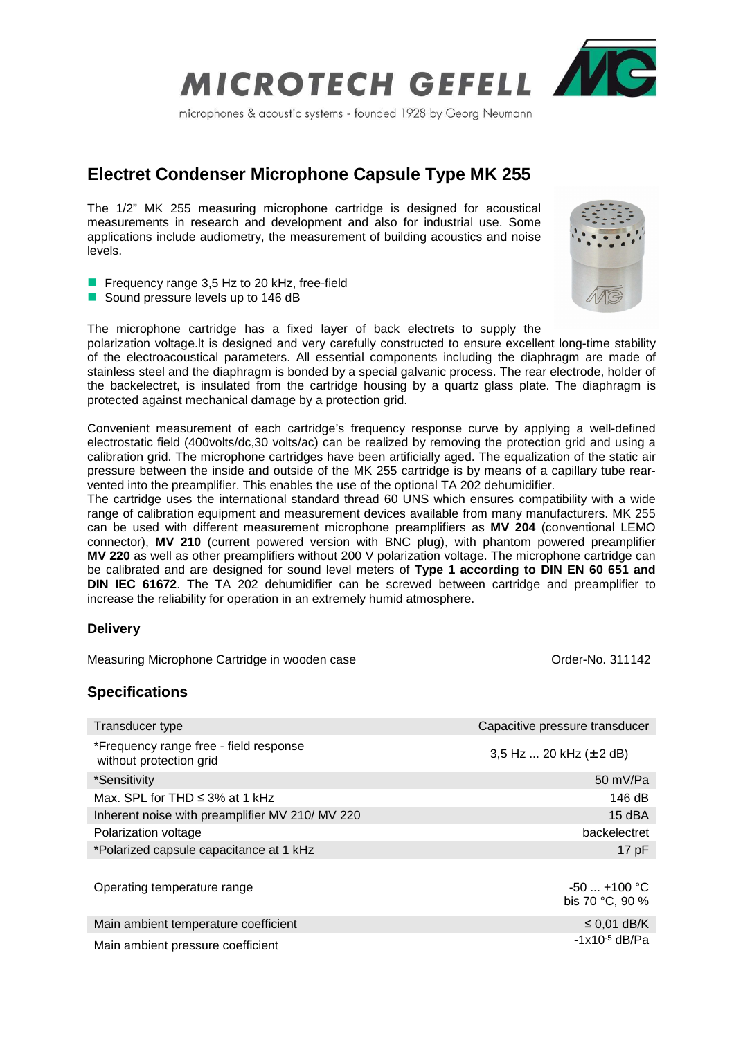MICROTECH GEFELL

microphones & acoustic systems - founded 1928 by Georg Neumann

# Electret Condenser Microphone Capsule Type MK 255

The 1/2" MK 255 measuring microphone cartridge is designed for acoustical measurements in research and development and also for industrial use. Some applications include audiometry, the measurement of building acoustics and noise levels.

- Frequency range 3,5 Hz to 20 kHz, free-field
- Sound pressure levels up to 146 dB

The microphone cartridge has a fixed layer of back electrets to supply the polarization voltage.It is designed and very carefully constructed to ensure excellent long-time stability of the electroacoustical parameters. All essential components including the diaphragm are made of stainless steel and the diaphragm is bonded by a special galvanic process. The rear electrode, holder of the backelectret, is insulated from the cartridge housing by a quartz glass plate. The diaphragm is protected against mechanical damage by a protection grid.

Convenient measurement of each cartridge's frequency response curve by applying a well-defined electrostatic field (400volts/dc,30 volts/ac) can be realized by removing the protection grid and using a calibration grid. The microphone cartridges have been artificially aged. The equalization of the static air pressure between the inside and outside of the MK 255 cartridge is by means of a capillary tube rear-vented into the preamplifier. This enables the use of the optional TA 202 dehumidifier.
The cartridge uses the international standard thread 60 UNS which ensures compatibility with a wide range of calibration equipment and measurement devices available from many manufacturers. MK 255 can be used with different measurement microphone preamplifiers as **MV 204** (conventional LEMO connector), **MV 210** (current powered version with BNC plug), with phantom powered preamplifier **MV 220** as well as other preamplifiers without 200 V polarization voltage. The microphone cartridge can be calibrated and are designed for sound level meters of **Type 1 according to DIN EN 60 651 and DIN IEC 61672**. The TA 202 dehumidifier can be screwed between cartridge and preamplifier to increase the reliability for operation in an extremely humid atmosphere.

### Delivery

Measuring Microphone Cartridge in wooden case — Order-No. 311142

## Specifications

| Parameter | Value |
|---|---|
| Transducer type | Capacitive pressure transducer |
| *Frequency range free - field response without protection grid | 3,5 Hz ... 20 kHz (±2 dB) |
| *Sensitivity | 50 mV/Pa |
| Max. SPL for THD ≤ 3% at 1 kHz | 146 dB |
| Inherent noise with preamplifier MV 210/ MV 220 | 15 dBA |
| Polarization voltage | backelectret |
| *Polarized capsule capacitance at 1 kHz | 17 pF |
| Operating temperature range | -50 ... +100 °C<br>bis 70 °C, 90 % |
| Main ambient temperature coefficient | ≤ 0,01 dB/K |
| Main ambient pressure coefficient | $-1x10^{-5}$ dB/Pa |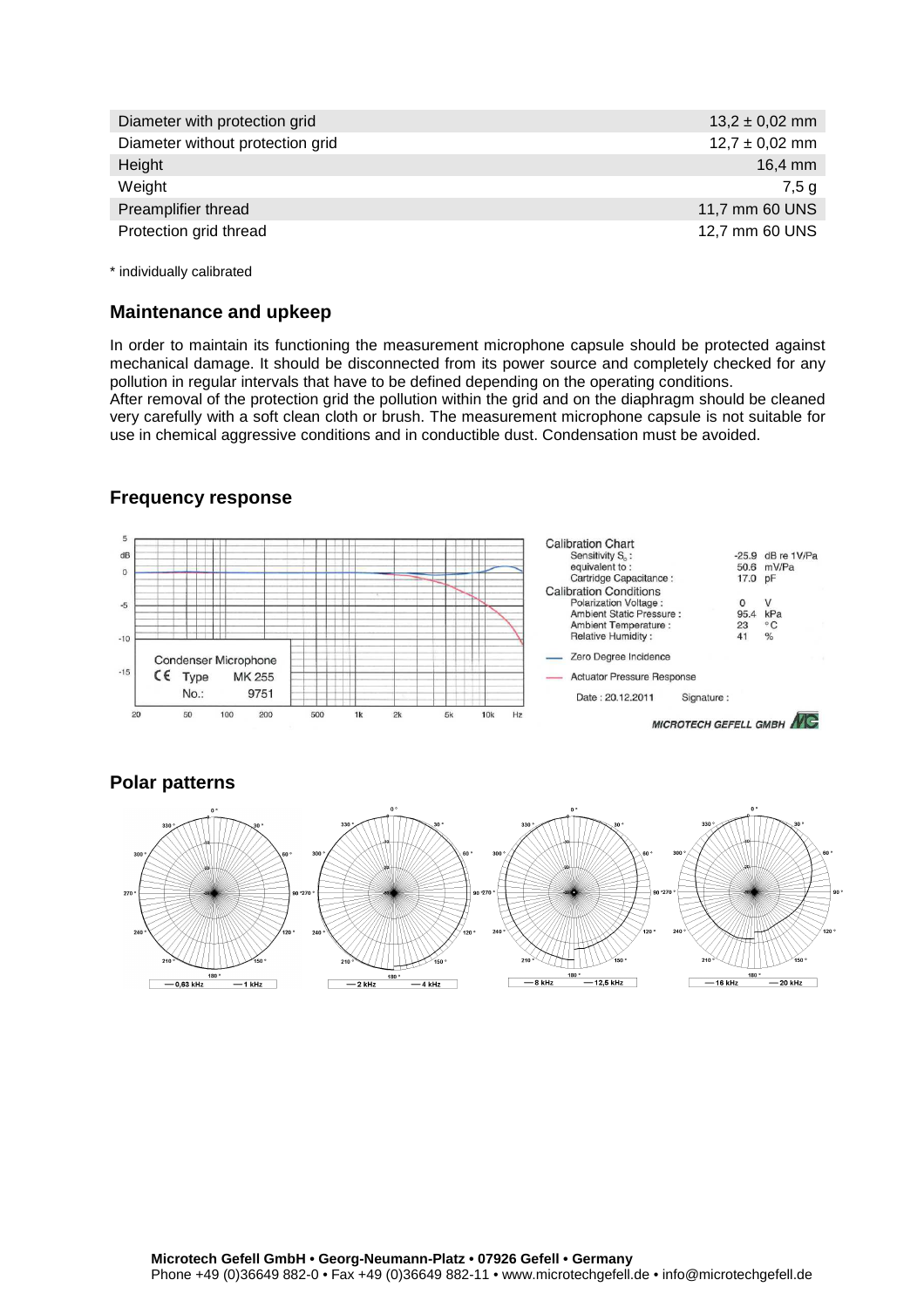| | |
|---|---|
| Diameter with protection grid | 13,2 ± 0,02 mm |
| Diameter without protection grid | 12,7 ± 0,02 mm |
| Height | 16,4 mm |
| Weight | 7,5 g |
| Preamplifier thread | 11,7 mm 60 UNS |
| Protection grid thread | 12,7 mm 60 UNS |

* individually calibrated

## Maintenance and upkeep

In order to maintain its functioning the measurement microphone capsule should be protected against mechanical damage. It should be disconnected from its power source and completely checked for any pollution in regular intervals that have to be defined depending on the operating conditions.
After removal of the protection grid the pollution within the grid and on the diaphragm should be cleaned very carefully with a soft clean cloth or brush. The measurement microphone capsule is not suitable for use in chemical aggressive conditions and in conductible dust. Condensation must be avoided.

## Frequency response

Condenser Microphone
CE Type MK 255
No.: 9751

Calibration Chart
Sensitivity $S_0$ : -25.9 dB re 1V/Pa
equivalent to : 50.6 mV/Pa
Cartridge Capacitance : 17.0 pF
Calibration Conditions
Polarization Voltage : 0 V
Ambient Static Pressure : 95.4 kPa
Ambient Temperature : 23 °C
Relative Humidity : 41 %

Zero Degree Incidence
Actuator Pressure Response

Date : 20.12.2011 Signature :

MICROTECH GEFELL GMBH

## Polar patterns

0,63 kHz — 1 kHz
2 kHz — 4 kHz
8 kHz — 12,5 kHz
16 kHz — 20 kHz

**Microtech Gefell GmbH • Georg-Neumann-Platz • 07926 Gefell • Germany**
Phone +49 (0)36649 882-0 • Fax +49 (0)36649 882-11 • www.microtechgefell.de • info@microtechgefell.de